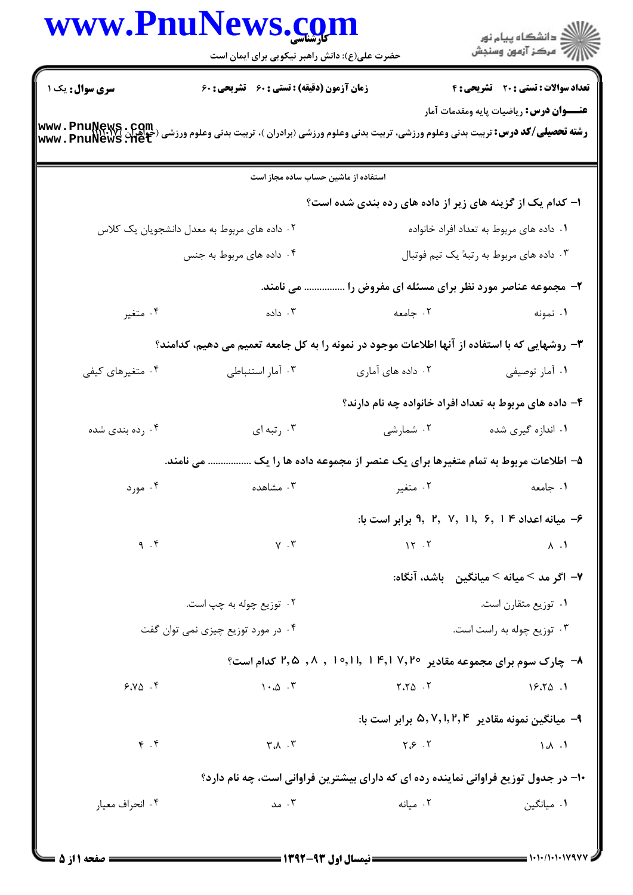**سری سوال:** یک ۱

**زمان آزمون (دقیقه) : تستی : ۶۰ تشریحی : ۶۰**

**تعداد سوالات : تستی : ۲۰ تشریحی : ۴**

**عنـــوان درس:** ریاضیات پایه ومقدمات آمار

**رشته تحصیلی/کد درس:** تربیت بدنی وعلوم ورزشی، تربیت بدنی وعلوم ورزشی (برادران )، تربیت بدنی وعلوم ورزشی (خواهران) ۱۱۱۰۰۷

استفاده از ماشین حساب ساده مجاز است

**۱- کدام یک از گزینه های زیر از داده های رده بندی شده است؟**

۱. داده های مربوط به تعداد افراد خانواده

۲. داده های مربوط به معدل دانشجویان یک کلاس

۳. داده های مربوط به رتبهٔ یک تیم فوتبال

۴. داده های مربوط به جنس

**۲- مجموعه عناصر مورد نظر برای مسئله ای مفروض را ................ می نامند.**

۱. نمونه

۲. جامعه

۳. داده

۴. متغیر

**۳- روشهایی که با استفاده از آنها اطلاعات موجود در نمونه را به کل جامعه تعمیم می دهیم، کدامند؟**

۱. آمار توصیفی

۲. داده های آماری

۳. آمار استنباطی

۴. متغیرهای کیفی

**۴- داده های مربوط به تعداد افراد خانواده چه نام دارند؟**

۱. اندازه گیری شده

۲. شمارشی

۳. رتبه ای

۴. رده بندی شده

**۵- اطلاعات مربوط به تمام متغیرها برای یک عنصر از مجموعه داده ها را یک ................ می نامند.**

۱. جامعه

۲. متغیر

۳. مشاهده

۴. مورد

**۶- میانه اعداد ۱۴, ۶, ۱۱, ۷, ۲, ۹ برابر است با:**

۱. ۸

۲. ۱۲

۳. ۷

۴. ۹

**۷- اگر مد > میانه > میانگین باشد، آنگاه:**

۱. توزیع متقارن است.

۲. توزیع چوله به چپ است.

۳. توزیع چوله به راست است.

۴. در مورد توزیع چیزی نمی توان گفت

**۸- چارک سوم برای مجموعه مقادیر ۷,۲۰ ,۱۴,۱ ,۱۰,۱۱ ,۸ ,۲,۵ کدام است؟**

۱. ۱۶.۲۵

۲. ۲.۲۵

۳. ۱۰.۵

۴. ۶.۷۵

**۹- میانگین نمونه مقادیر ۵,۷,۱,۲,۴ برابر است با:**

۱. ۱.۸

۲. ۲.۶

۳. ۳.۸

۴. ۴

**۱۰- در جدول توزیع فراوانی نماینده رده ای که دارای بیشترین فراوانی است، چه نام دارد؟**

۱. میانگین

۲. میانه

۳. مد

۴. انحراف معیار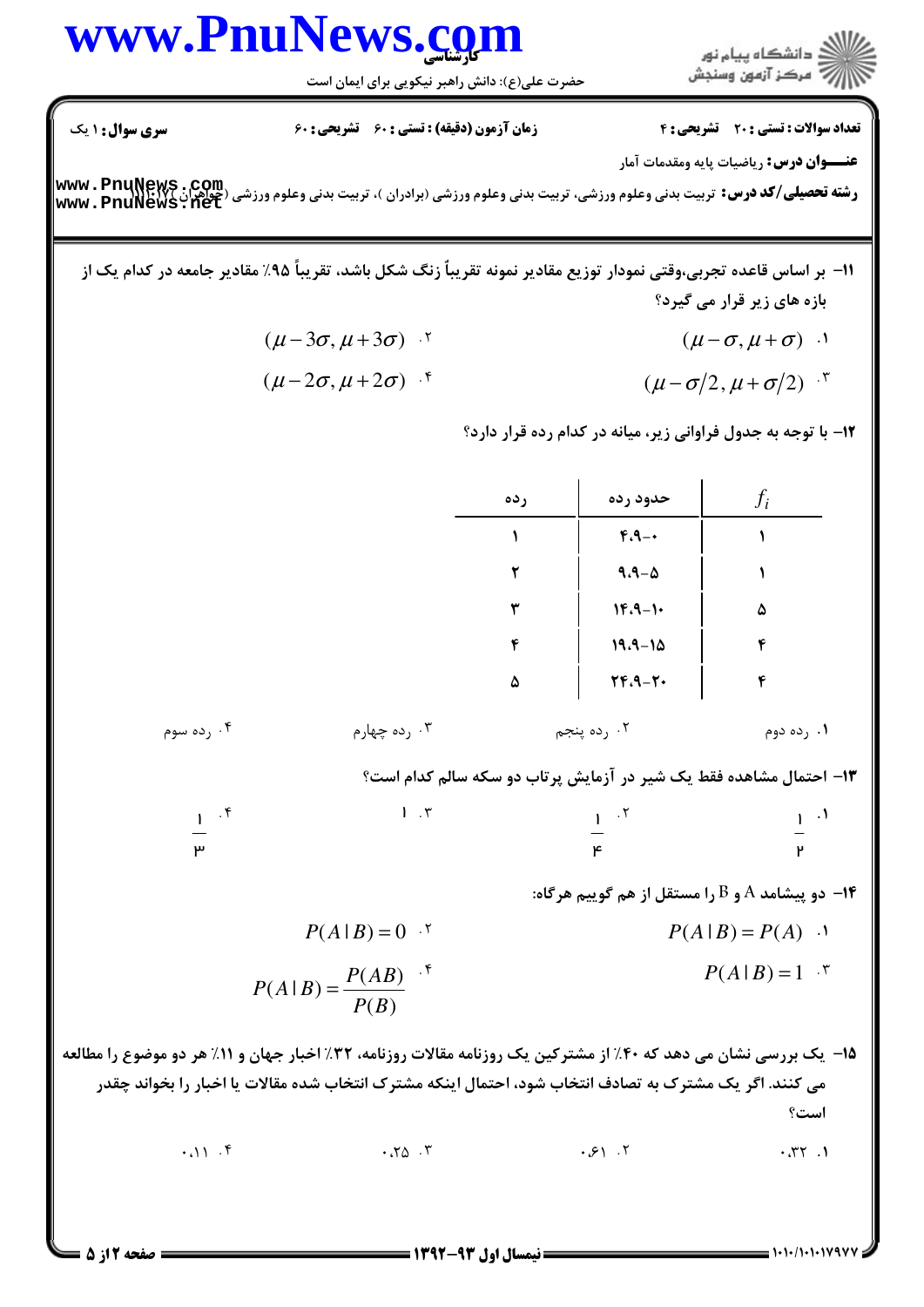سری سوال: ۱ یک | زمان آزمون (دقیقه): تستی: ۶۰ تشریحی: ۶۰ | تعداد سوالات: تستی: ۲۰ تشریحی: ۴

**عنـــوان درس:** ریاضیات پایه ومقدمات آمار

**رشته تحصیلی/کد درس:** تربیت بدنی وعلوم ورزشی، تربیت بدنی وعلوم ورزشی (برادران )، تربیت بدنی وعلوم ورزشی (خواهران) ۱۱۱۱۰۲۷

۱۱- بر اساس قاعده تجربی،وقتی نمودار توزیع مقادیر نمونه تقریباً زنگ شکل باشد، تقریباً ۹۵٪ مقادیر جامعه در کدام یک از بازه های زیر قرار می گیرد؟

۱. $(\mu-\sigma, \mu+\sigma)$

۲. $(\mu-3\sigma, \mu+3\sigma)$

۳. $(\mu-\sigma/2, \mu+\sigma/2)$

۴. $(\mu-2\sigma, \mu+2\sigma)$

۱۲- با توجه به جدول فراوانی زیر، میانه در کدام رده قرار دارد؟

| رده | حدود رده | $f_i$ |
|---|---|---|
| ۱ | ۴.۹-۰ | ۱ |
| ۲ | ۹.۹-۵ | ۱ |
| ۳ | ۱۴.۹-۱۰ | ۵ |
| ۴ | ۱۹.۹-۱۵ | ۴ |
| ۵ | ۲۴.۹-۲۰ | ۴ |

۱. رده دوم

۲. رده پنجم

۳. رده چهارم

۴. رده سوم

۱۳- احتمال مشاهده فقط یک شیر در آزمایش پرتاب دو سکه سالم کدام است؟

۱. $\frac{1}{2}$

۲. $\frac{1}{4}$

۳. ۱

۴. $\frac{1}{3}$

۱۴- دو پیشامد A و B را مستقل از هم گوییم هرگاه:

۱. $P(A|B)=P(A)$

۲. $P(A|B)=0$

۳. $P(A|B)=1$

۴. $P(A|B)=\frac{P(AB)}{P(B)}$

۱۵- یک بررسی نشان می دهد که ۴۰٪ از مشترکین یک روزنامه مقالات روزنامه، ۳۲٪ اخبار جهان و ۱۱٪ هر دو موضوع را مطالعه می کنند. اگر یک مشترک به تصادف انتخاب شود، احتمال اینکه مشترک انتخاب شده مقالات یا اخبار را بخواند چقدر است؟

۱. ۰.۳۲

۲. ۰.۶۱

۳. ۰.۲۵

۴. ۰.۱۱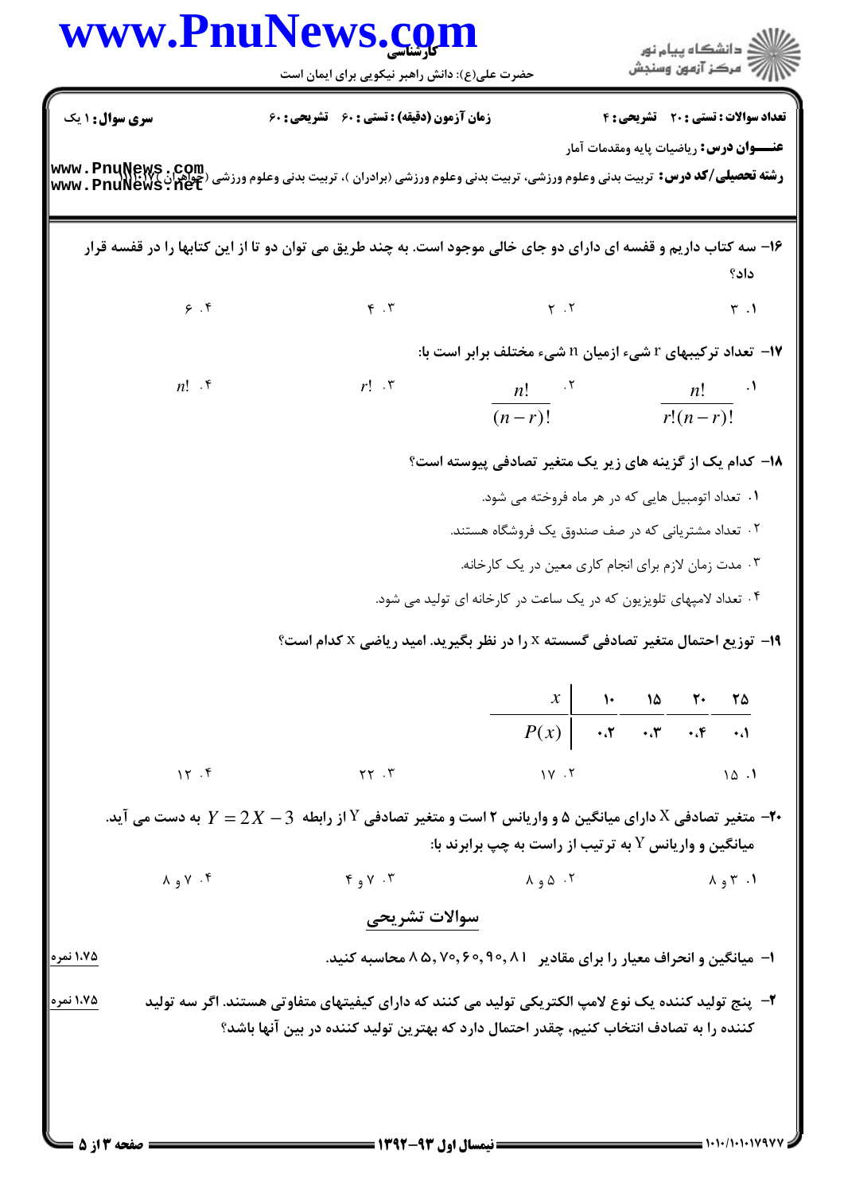**سری سوال:** ۱ یک | **زمان آزمون (دقیقه) : تستی : ۶۰ تشریحی : ۶۰** | **تعداد سوالات : تستی : ۲۰ تشریحی : ۴**

**عنـــوان درس:** ریاضیات پایه ومقدمات آمار

**رشته تحصیلی/کد درس:** تربیت بدنی وعلوم ورزشی، تربیت بدنی وعلوم ورزشی (برادران )، تربیت بدنی وعلوم ورزشی (خواهران) ۱۱۱۷۰۱۷

۱۶- سه کتاب داریم و قفسه ای دارای دو جای خالی موجود است. به چند طریق می توان دو تا از این کتابها را در قفسه قرار داد؟

۱. ۳ ۲. ۲ ۳. ۴ ۴. ۶

۱۷- تعداد ترکیبهای r شیء ازمیان n شیء مختلف برابر است با:

۱. $\dfrac{n!}{r!(n-r)!}$ ۲. $\dfrac{n!}{(n-r)!}$ ۳. $r!$ ۴. $n!$

۱۸- کدام یک از گزینه های زیر یک متغیر تصادفی پیوسته است؟

۱. تعداد اتومبیل هایی که در هر ماه فروخته می شود.

۲. تعداد مشتریانی که در صف صندوق یک فروشگاه هستند.

۳. مدت زمان لازم برای انجام کاری معین در یک کارخانه.

۴. تعداد لامپهای تلویزیون که در یک ساعت در کارخانه ای تولید می شود.

۱۹- توزیع احتمال متغیر تصادفی گسسته x را در نظر بگیرید. امید ریاضی x کدام است؟

| $x$ | ۱۰ | ۱۵ | ۲۰ | ۲۵ |
|---|---|---|---|---|
| $P(x)$ | ۰.۲ | ۰.۳ | ۰.۴ | ۰.۱ |

۱. ۱۵ ۲. ۱۷ ۳. ۲۲ ۴. ۱۲

۲۰- متغیر تصادفی X دارای میانگین ۵ و واریانس ۲ است و متغیر تصادفی Y از رابطه $Y = 2X - 3$ به دست می آید. میانگین و واریانس Y به ترتیب از راست به چپ برابرند با:

۱. ۳ و ۸ ۲. ۵ و ۸ ۳. ۷ و ۴ ۴. ۷ و ۸

## سوالات تشریحی

۱- میانگین و انحراف معیار را برای مقادیر ۸۱ ,۹۰ ,۶۰ ,۷۰ ,۸۵ محاسبه کنید. (۱.۷۵ نمره)

۲- پنج تولید کننده یک نوع لامپ الکتریکی تولید می کنند که دارای کیفیتهای متفاوتی هستند. اگر سه تولید کننده را به تصادف انتخاب کنیم، چقدر احتمال دارد که بهترین تولید کننده در بین آنها باشد؟ (۱.۷۵ نمره)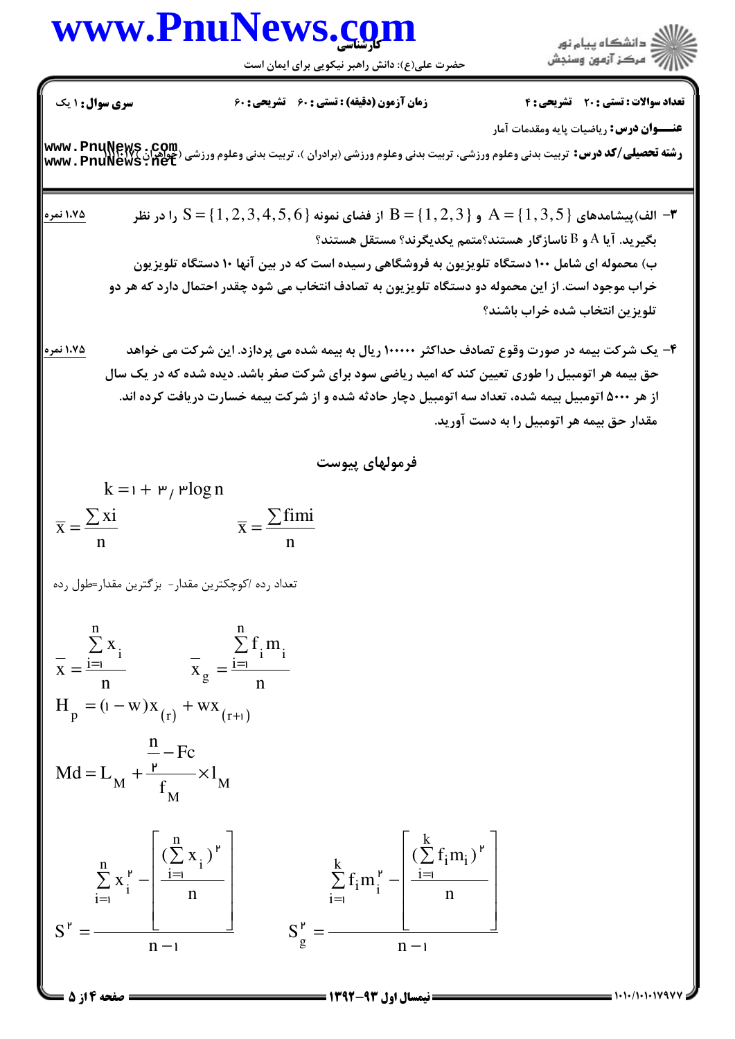**تعداد سوالات:** تستی: ۲۰ تشریحی: ۴ — **زمان آزمون (دقیقه):** تستی: ۶۰ تشریحی: ۶۰ — **سری سوال:** ۱ یک

**عنـــوان درس:** ریاضیات پایه ومقدمات آمار

**رشته تحصیلی/کد درس:** تربیت بدنی وعلوم ورزشی، تربیت بدنی وعلوم ورزشی (برادران )، تربیت بدنی وعلوم ورزشی (خواهران) ۱۱۱۱۰۱۷

۳- الف) پیشامدهای $A = \{1,3,5\}$ و $B = \{1,2,3\}$ از فضای نمونه $S = \{1,2,3,4,5,6\}$ را در نظر بگیرید. آیا A و B ناسازگار هستند؟متمم یکدیگرند؟ مستقل هستند؟ — ۱،۷۵ نمره

ب) محموله ای شامل ۱۰۰ دستگاه تلویزیون به فروشگاهی رسیده است که در بین آنها ۱۰ دستگاه تلویزیون خراب موجود است. از این محموله دو دستگاه تلویزیون به تصادف انتخاب می شود چقدر احتمال دارد که هر دو تلویزین انتخاب شده خراب باشند؟

۴- یک شرکت بیمه در صورت وقوع تصادف حداکثر ۱۰۰۰۰۰ ریال به بیمه شده می پردازد. این شرکت می خواهد حق بیمه هر اتومبیل را طوری تعیین کند که امید ریاضی سود برای شرکت صفر باشد. دیده شده که در یک سال از هر ۵۰۰۰ اتومبیل بیمه شده، تعداد سه اتومبیل دچار حادثه شده و از شرکت بیمه خسارت دریافت کرده اند. مقدار حق بیمه هر اتومبیل را به دست آورید. — ۱،۷۵ نمره

## فرمولهای پیوست

$$k = 1 + 3/3\log n$$

$$\bar{x} = \frac{\sum xi}{n} \qquad \bar{x} = \frac{\sum fimi}{n}$$

تعداد رده /کوچکترین مقدار- بزگترین مقدار=طول رده

$$\bar{x} = \frac{\sum_{i=1}^{n} x_i}{n} \qquad \bar{x}_g = \frac{\sum_{i=1}^{n} f_i m_i}{n}$$

$$H_p = (1-w)x_{(r)} + wx_{(r+1)}$$

$$Md = L_M + \frac{\frac{n}{2} - Fc}{f_M} \times l_M$$

$$S^2 = \frac{\sum_{i=1}^{n} x_i^2 - \left[\frac{(\sum_{i=1}^{n} x_i)^2}{n}\right]}{n-1} \qquad S_g^2 = \frac{\sum_{i=1}^{k} f_i m_i^2 - \left[\frac{(\sum_{i=1}^{k} f_i m_i)^2}{n}\right]}{n-1}$$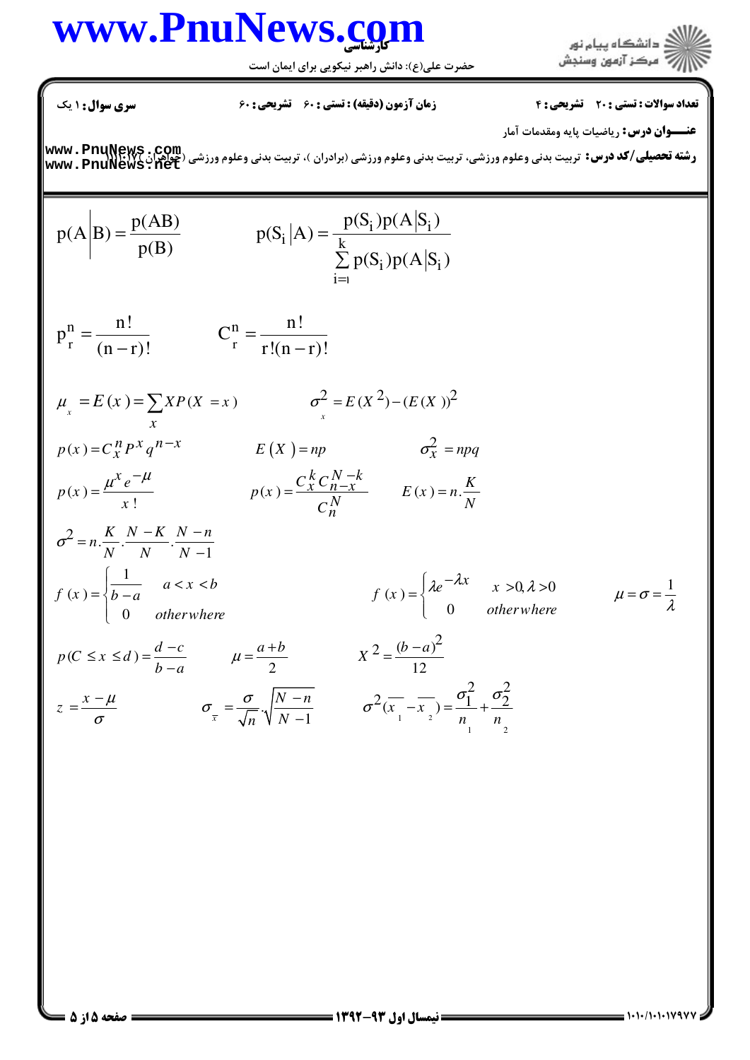**سری سوال:** ۱ یک

**زمان آزمون (دقیقه) : تستی :** ۶۰ **تشریحی :** ۶۰

**تعداد سوالات : تستی :** ۲۰ **تشریحی :** ۴

**عنـــوان درس:** ریاضیات پایه ومقدمات آمار

**رشته تحصیلی/کد درس:** تربیت بدنی وعلوم ورزشی، تربیت بدنی وعلوم ورزشی (برادران )، تربیت بدنی وعلوم ورزشی (خواهران) ۱۱۱۱۰۱۷

$$p(A|B) = \frac{p(AB)}{p(B)} \qquad p(S_i|A) = \frac{p(S_i)p(A|S_i)}{\sum_{i=1}^{k} p(S_i)p(A|S_i)}$$

$$p_r^n = \frac{n!}{(n-r)!} \qquad C_r^n = \frac{n!}{r!(n-r)!}$$

$$\mu_x = E(x) = \sum_x XP(X=x) \qquad \sigma_x^2 = E(X^2) - (E(X))^2$$

$$p(x) = C_x^n P^x q^{n-x} \qquad E(X) = np \qquad \sigma_X^2 = npq$$

$$p(x) = \frac{\mu^x e^{-\mu}}{x!} \qquad p(x) = \frac{C_x^k C_{n-x}^{N-k}}{C_n^N} \qquad E(x) = n.\frac{K}{N}$$

$$\sigma^2 = n.\frac{K}{N}.\frac{N-K}{N}.\frac{N-n}{N-1}$$

$$f(x) = \begin{cases} \frac{1}{b-a} & a<x<b \\ 0 & otherwhere \end{cases} \qquad f(x) = \begin{cases} \lambda e^{-\lambda x} & x>0, \lambda>0 \\ 0 & otherwhere \end{cases} \qquad \mu = \sigma = \frac{1}{\lambda}$$

$$p(C \le x \le d) = \frac{d-c}{b-a} \qquad \mu = \frac{a+b}{2} \qquad X^2 = \frac{(b-a)^2}{12}$$

$$z = \frac{x-\mu}{\sigma} \qquad \sigma_{\bar{x}} = \frac{\sigma}{\sqrt{n}}.\sqrt{\frac{N-n}{N-1}} \qquad \sigma^2(\bar{x}_1 - \bar{x}_2) = \frac{\sigma_1^2}{n_1} + \frac{\sigma_2^2}{n_2}$$